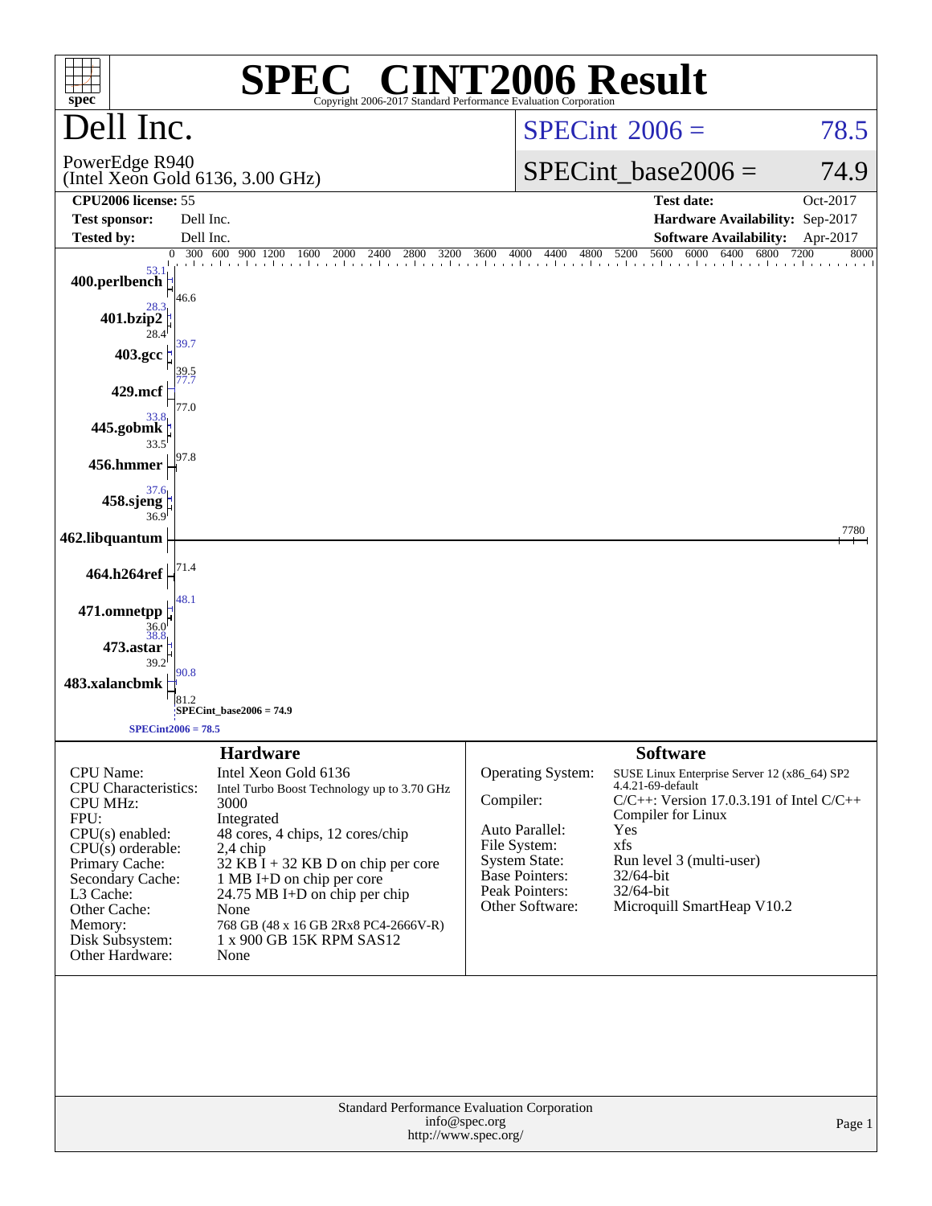# SPEC® CINT2006 Result

Copyright 2006-2017 Standard Performance Evaluation Corporation

## Dell Inc.

PowerEdge R940
(Intel Xeon Gold 6136, 3.00 GHz)

SPECint 2006 = 78.5

SPECint_base2006 = 74.9

| | | | |
|---|---|---|---|
| **CPU2006 license:** 55 | | **Test date:** | Oct-2017 |
| **Test sponsor:** | Dell Inc. | **Hardware Availability:** | Sep-2017 |
| **Tested by:** | Dell Inc. | **Software Availability:** | Apr-2017 |

| Benchmark | Peak | Base |
|---|---|---|
| 400.perlbench | 53.1 | 46.6 |
| 401.bzip2 | 28.3 | 28.4 |
| 403.gcc | 39.7 | 39.5 |
| 429.mcf | 77.7 | 77.0 |
| 445.gobmk | 33.8 | 33.5 |
| 456.hmmer | 97.8 | 97.8 |
| 458.sjeng | 37.6 | 36.9 |
| 462.libquantum | 7780 | 7780 |
| 464.h264ref | 71.4 | 71.4 |
| 471.omnetpp | 48.1 | 36.0 |
| 473.astar | 38.8 | 39.2 |
| 483.xalancbmk | 90.8 | 81.2 |

SPECint_base2006 = 74.9

SPECint2006 = 78.5

## Hardware

| | |
|---|---|
| CPU Name: | Intel Xeon Gold 6136 |
| CPU Characteristics: | Intel Turbo Boost Technology up to 3.70 GHz |
| CPU MHz: | 3000 |
| FPU: | Integrated |
| CPU(s) enabled: | 48 cores, 4 chips, 12 cores/chip |
| CPU(s) orderable: | 2,4 chip |
| Primary Cache: | 32 KB I + 32 KB D on chip per core |
| Secondary Cache: | 1 MB I+D on chip per core |
| L3 Cache: | 24.75 MB I+D on chip per chip |
| Other Cache: | None |
| Memory: | 768 GB (48 x 16 GB 2Rx8 PC4-2666V-R) |
| Disk Subsystem: | 1 x 900 GB 15K RPM SAS12 |
| Other Hardware: | None |

## Software

| | |
|---|---|
| Operating System: | SUSE Linux Enterprise Server 12 (x86_64) SP2 4.4.21-69-default |
| Compiler: | C/C++: Version 17.0.3.191 of Intel C/C++ Compiler for Linux |
| Auto Parallel: | Yes |
| File System: | xfs |
| System State: | Run level 3 (multi-user) |
| Base Pointers: | 32/64-bit |
| Peak Pointers: | 32/64-bit |
| Other Software: | Microquill SmartHeap V10.2 |

Standard Performance Evaluation Corporation
info@spec.org
http://www.spec.org/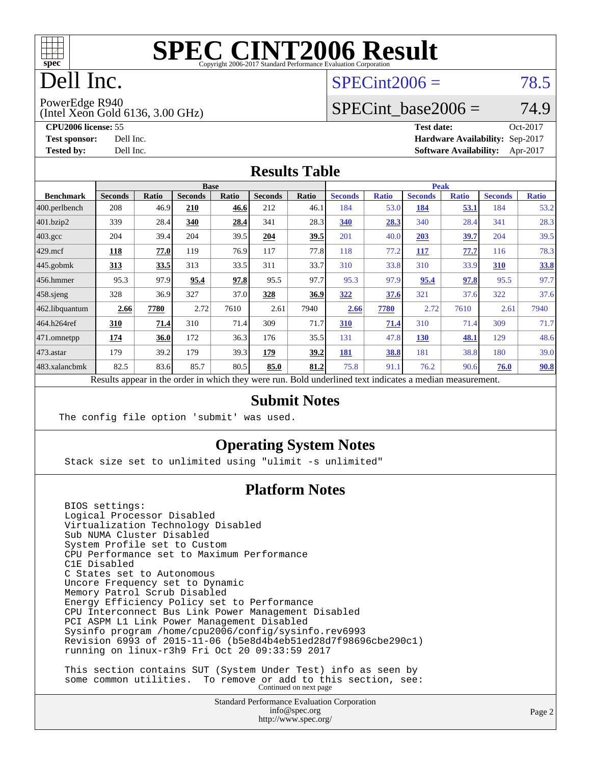# SPEC CINT2006 Result

Copyright 2006-2017 Standard Performance Evaluation Corporation

# Dell Inc.

PowerEdge R940
(Intel Xeon Gold 6136, 3.00 GHz)

SPECint2006 = 78.5

SPECint_base2006 = 74.9

**CPU2006 license:** 55
**Test sponsor:** Dell Inc.
**Tested by:** Dell Inc.

**Test date:** Oct-2017
**Hardware Availability:** Sep-2017
**Software Availability:** Apr-2017

## Results Table

| Benchmark | Base | | | | | | Peak | | | | | |
|---|---|---|---|---|---|---|---|---|---|---|---|---|
| | Seconds | Ratio | Seconds | Ratio | Seconds | Ratio | Seconds | Ratio | Seconds | Ratio | Seconds | Ratio |
| 400.perlbench | 208 | 46.9 | **210** | **46.6** | 212 | 46.1 | 184 | 53.0 | **184** | **53.1** | 184 | 53.2 |
| 401.bzip2 | 339 | 28.4 | **340** | **28.4** | 341 | 28.3 | **340** | **28.3** | 340 | 28.4 | 341 | 28.3 |
| 403.gcc | 204 | 39.4 | 204 | 39.5 | **204** | **39.5** | 201 | 40.0 | **203** | **39.7** | 204 | 39.5 |
| 429.mcf | **118** | **77.0** | 119 | 76.9 | 117 | 77.8 | 118 | 77.2 | **117** | **77.7** | 116 | 78.3 |
| 445.gobmk | **313** | **33.5** | 313 | 33.5 | 311 | 33.7 | 310 | 33.8 | 310 | 33.9 | **310** | **33.8** |
| 456.hmmer | 95.3 | 97.9 | **95.4** | **97.8** | 95.5 | 97.7 | 95.3 | 97.9 | **95.4** | **97.8** | 95.5 | 97.7 |
| 458.sjeng | 328 | 36.9 | 327 | 37.0 | **328** | **36.9** | **322** | **37.6** | 321 | 37.6 | 322 | 37.6 |
| 462.libquantum | **2.66** | **7780** | 2.72 | 7610 | 2.61 | 7940 | **2.66** | **7780** | 2.72 | 7610 | 2.61 | 7940 |
| 464.h264ref | **310** | **71.4** | 310 | 71.4 | 309 | 71.7 | **310** | **71.4** | 310 | 71.4 | 309 | 71.7 |
| 471.omnetpp | **174** | **36.0** | 172 | 36.3 | 176 | 35.5 | 131 | 47.8 | **130** | **48.1** | 129 | 48.6 |
| 473.astar | 179 | 39.2 | 179 | 39.3 | **179** | **39.2** | **181** | **38.8** | 181 | 38.8 | 180 | 39.0 |
| 483.xalancbmk | 82.5 | 83.6 | 85.7 | 80.5 | **85.0** | **81.2** | 75.8 | 91.1 | 76.2 | 90.6 | **76.0** | **90.8** |

Results appear in the order in which they were run. Bold underlined text indicates a median measurement.

## Submit Notes

```
The config file option 'submit' was used.
```

## Operating System Notes

```
Stack size set to unlimited using "ulimit -s unlimited"
```

## Platform Notes

```
BIOS settings:
Logical Processor Disabled
Virtualization Technology Disabled
Sub NUMA Cluster Disabled
System Profile set to Custom
CPU Performance set to Maximum Performance
C1E Disabled
C States set to Autonomous
Uncore Frequency set to Dynamic
Memory Patrol Scrub Disabled
Energy Efficiency Policy set to Performance
CPU Interconnect Bus Link Power Management Disabled
PCI ASPM L1 Link Power Management Disabled
Sysinfo program /home/cpu2006/config/sysinfo.rev6993
Revision 6993 of 2015-11-06 (b5e8d4b4eb51ed28d7f98696cbe290c1)
running on linux-r3h9 Fri Oct 20 09:33:59 2017

This section contains SUT (System Under Test) info as seen by
some common utilities.  To remove or add to this section, see:
```

Continued on next page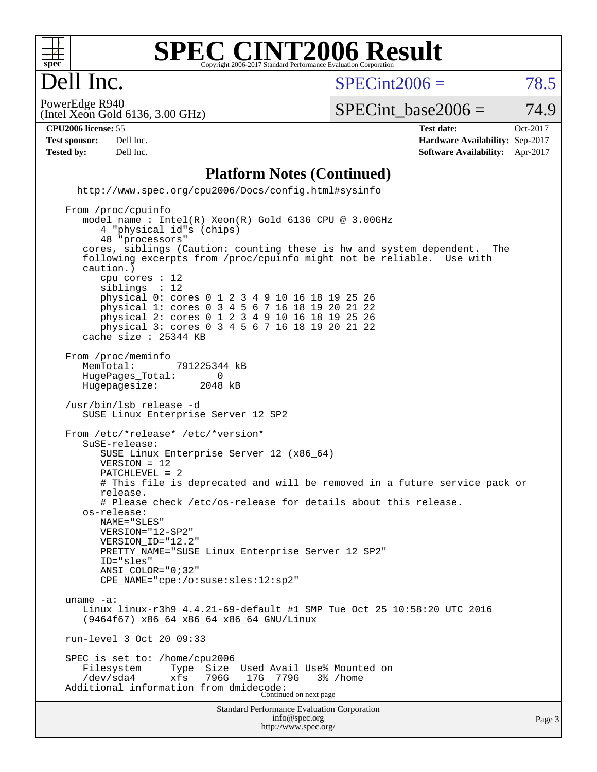# SPEC CINT2006 Result

Copyright 2006-2017 Standard Performance Evaluation Corporation

## Dell Inc.

PowerEdge R940
(Intel Xeon Gold 6136, 3.00 GHz)

SPECint2006 = 78.5

SPECint_base2006 = 74.9

| | | | |
|---|---|---|---|
| **CPU2006 license:** | 55 | **Test date:** | Oct-2017 |
| **Test sponsor:** | Dell Inc. | **Hardware Availability:** | Sep-2017 |
| **Tested by:** | Dell Inc. | **Software Availability:** | Apr-2017 |

## Platform Notes (Continued)

```
  http://www.spec.org/cpu2006/Docs/config.html#sysinfo

From /proc/cpuinfo
   model name : Intel(R) Xeon(R) Gold 6136 CPU @ 3.00GHz
      4 "physical id"s (chips)
      48 "processors"
   cores, siblings (Caution: counting these is hw and system dependent.  The
   following excerpts from /proc/cpuinfo might not be reliable.  Use with
   caution.)
      cpu cores : 12
      siblings  : 12
      physical 0: cores 0 1 2 3 4 9 10 16 18 19 25 26
      physical 1: cores 0 3 4 5 6 7 16 18 19 20 21 22
      physical 2: cores 0 1 2 3 4 9 10 16 18 19 25 26
      physical 3: cores 0 3 4 5 6 7 16 18 19 20 21 22
   cache size : 25344 KB

From /proc/meminfo
   MemTotal:       791225344 kB
   HugePages_Total:       0
   Hugepagesize:       2048 kB

/usr/bin/lsb_release -d
   SUSE Linux Enterprise Server 12 SP2

From /etc/*release* /etc/*version*
   SuSE-release:
      SUSE Linux Enterprise Server 12 (x86_64)
      VERSION = 12
      PATCHLEVEL = 2
      # This file is deprecated and will be removed in a future service pack or
      release.
      # Please check /etc/os-release for details about this release.
   os-release:
      NAME="SLES"
      VERSION="12-SP2"
      VERSION_ID="12.2"
      PRETTY_NAME="SUSE Linux Enterprise Server 12 SP2"
      ID="sles"
      ANSI_COLOR="0;32"
      CPE_NAME="cpe:/o:suse:sles:12:sp2"

uname -a:
   Linux linux-r3h9 4.4.21-69-default #1 SMP Tue Oct 25 10:58:20 UTC 2016
   (9464f67) x86_64 x86_64 x86_64 GNU/Linux

run-level 3 Oct 20 09:33

SPEC is set to: /home/cpu2006
   Filesystem     Type  Size  Used Avail Use% Mounted on
   /dev/sda4      xfs   796G   17G  779G   3% /home
Additional information from dmidecode:
```

Continued on next page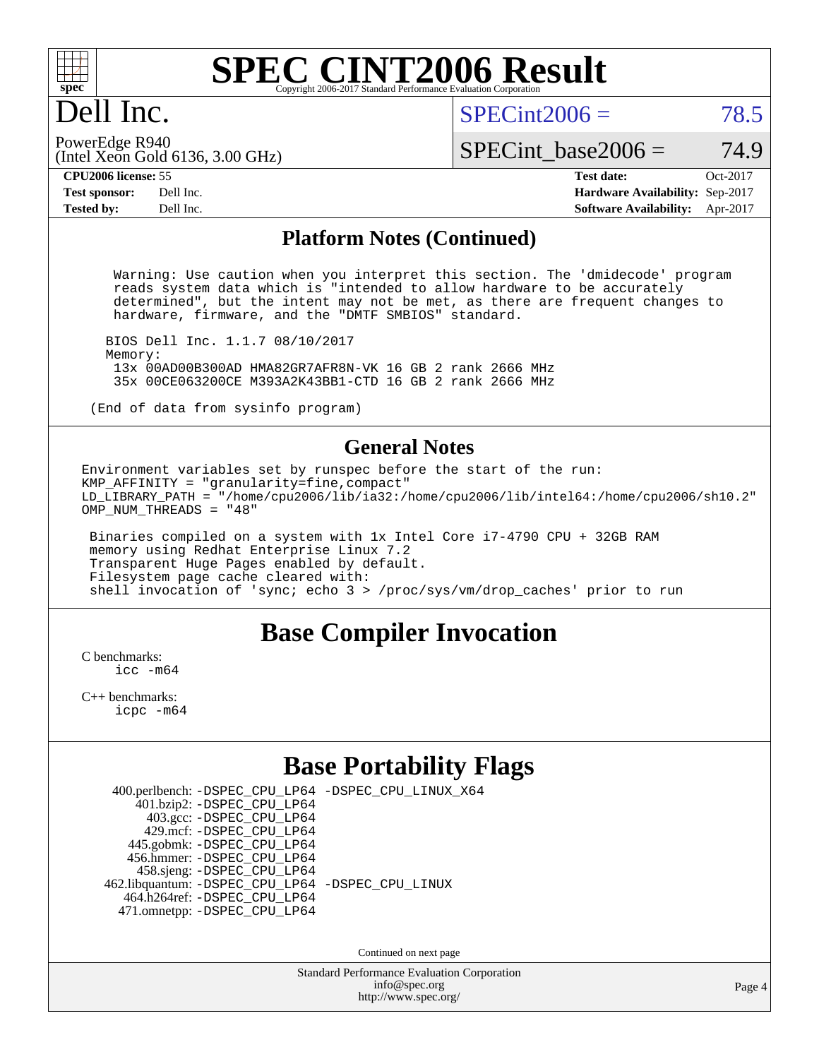# SPEC CINT2006 Result

Copyright 2006-2017 Standard Performance Evaluation Corporation

# Dell Inc.

PowerEdge R940
(Intel Xeon Gold 6136, 3.00 GHz)

SPECint2006 = 78.5

SPECint_base2006 = 74.9

**CPU2006 license:** 55
**Test sponsor:** Dell Inc.
**Tested by:** Dell Inc.

**Test date:** Oct-2017
**Hardware Availability:** Sep-2017
**Software Availability:** Apr-2017

## Platform Notes (Continued)

```
    Warning: Use caution when you interpret this section. The 'dmidecode' program
    reads system data which is "intended to allow hardware to be accurately
    determined", but the intent may not be met, as there are frequent changes to
    hardware, firmware, and the "DMTF SMBIOS" standard.

   BIOS Dell Inc. 1.1.7 08/10/2017
   Memory:
    13x 00AD00B300AD HMA82GR7AFR8N-VK 16 GB 2 rank 2666 MHz
    35x 00CE063200CE M393A2K43BB1-CTD 16 GB 2 rank 2666 MHz

(End of data from sysinfo program)
```

## General Notes

```
Environment variables set by runspec before the start of the run:
KMP_AFFINITY = "granularity=fine,compact"
LD_LIBRARY_PATH = "/home/cpu2006/lib/ia32:/home/cpu2006/lib/intel64:/home/cpu2006/sh10.2"
OMP_NUM_THREADS = "48"

 Binaries compiled on a system with 1x Intel Core i7-4790 CPU + 32GB RAM
 memory using Redhat Enterprise Linux 7.2
 Transparent Huge Pages enabled by default.
 Filesystem page cache cleared with:
 shell invocation of 'sync; echo 3 > /proc/sys/vm/drop_caches' prior to run
```

## Base Compiler Invocation

C benchmarks:
    icc -m64

C++ benchmarks:
    icpc -m64

## Base Portability Flags

| Benchmark | Flags |
|---|---|
| 400.perlbench: | -DSPEC_CPU_LP64 -DSPEC_CPU_LINUX_X64 |
| 401.bzip2: | -DSPEC_CPU_LP64 |
| 403.gcc: | -DSPEC_CPU_LP64 |
| 429.mcf: | -DSPEC_CPU_LP64 |
| 445.gobmk: | -DSPEC_CPU_LP64 |
| 456.hmmer: | -DSPEC_CPU_LP64 |
| 458.sjeng: | -DSPEC_CPU_LP64 |
| 462.libquantum: | -DSPEC_CPU_LP64 -DSPEC_CPU_LINUX |
| 464.h264ref: | -DSPEC_CPU_LP64 |
| 471.omnetpp: | -DSPEC_CPU_LP64 |

Continued on next page

Standard Performance Evaluation Corporation
info@spec.org
http://www.spec.org/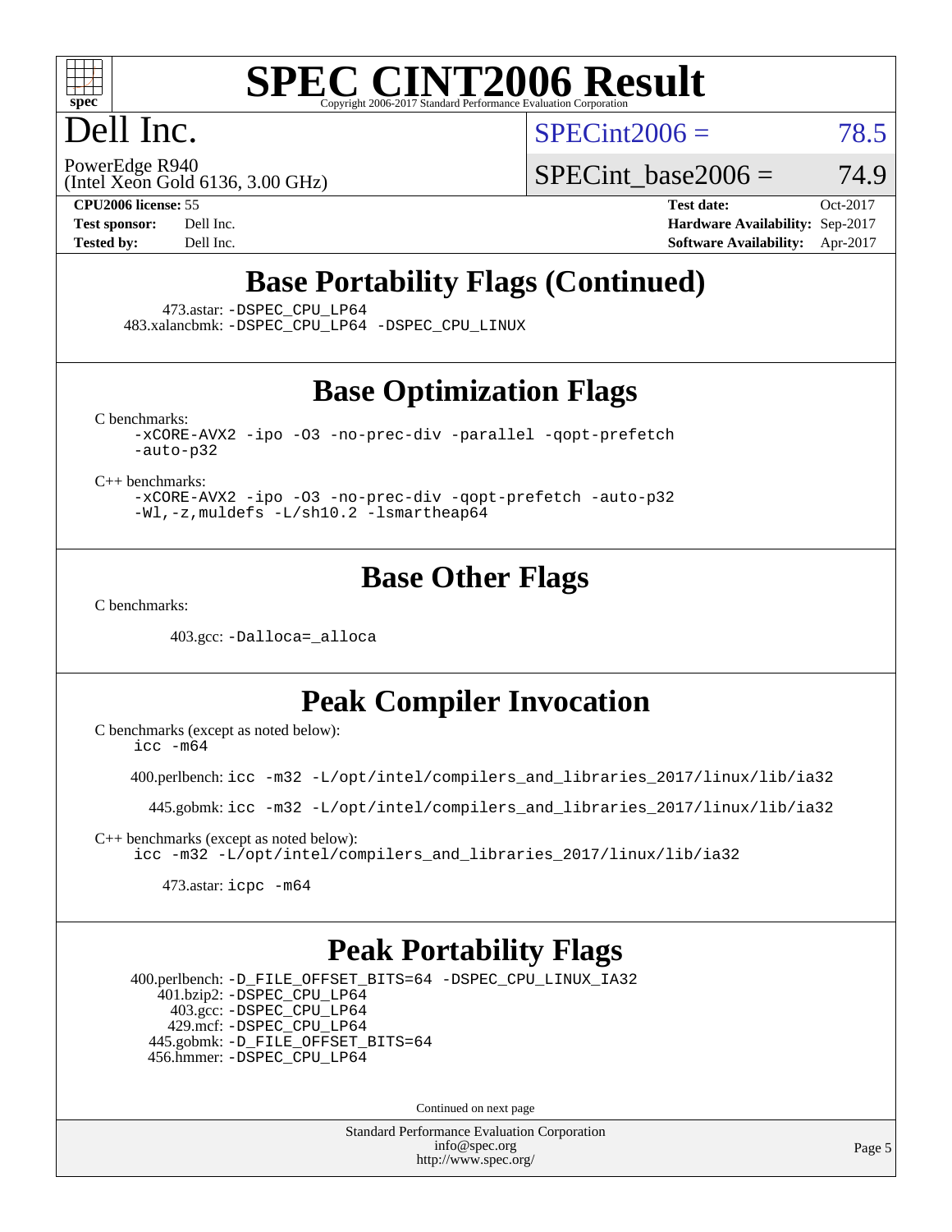# SPEC CINT2006 Result

Copyright 2006-2017 Standard Performance Evaluation Corporation

# Dell Inc.

PowerEdge R940
(Intel Xeon Gold 6136, 3.00 GHz)

SPECint2006 = 78.5

SPECint_base2006 = 74.9

| | | | |
|---|---|---|---|
| **CPU2006 license:** | 55 | **Test date:** | Oct-2017 |
| **Test sponsor:** | Dell Inc. | **Hardware Availability:** | Sep-2017 |
| **Tested by:** | Dell Inc. | **Software Availability:** | Apr-2017 |

## Base Portability Flags (Continued)

473.astar: `-DSPEC_CPU_LP64`
483.xalancbmk: `-DSPEC_CPU_LP64 -DSPEC_CPU_LINUX`

## Base Optimization Flags

C benchmarks:
```
-xCORE-AVX2 -ipo -O3 -no-prec-div -parallel -qopt-prefetch
-auto-p32
```

C++ benchmarks:
```
-xCORE-AVX2 -ipo -O3 -no-prec-div -qopt-prefetch -auto-p32
-Wl,-z,muldefs -L/sh10.2 -lsmartheap64
```

## Base Other Flags

C benchmarks:

403.gcc: `-Dalloca=_alloca`

## Peak Compiler Invocation

C benchmarks (except as noted below):
```
icc -m64
```

400.perlbench: `icc -m32 -L/opt/intel/compilers_and_libraries_2017/linux/lib/ia32`

445.gobmk: `icc -m32 -L/opt/intel/compilers_and_libraries_2017/linux/lib/ia32`

C++ benchmarks (except as noted below):
```
icc -m32 -L/opt/intel/compilers_and_libraries_2017/linux/lib/ia32
```

473.astar: `icpc -m64`

## Peak Portability Flags

400.perlbench: `-D_FILE_OFFSET_BITS=64 -DSPEC_CPU_LINUX_IA32`
401.bzip2: `-DSPEC_CPU_LP64`
403.gcc: `-DSPEC_CPU_LP64`
429.mcf: `-DSPEC_CPU_LP64`
445.gobmk: `-D_FILE_OFFSET_BITS=64`
456.hmmer: `-DSPEC_CPU_LP64`

Continued on next page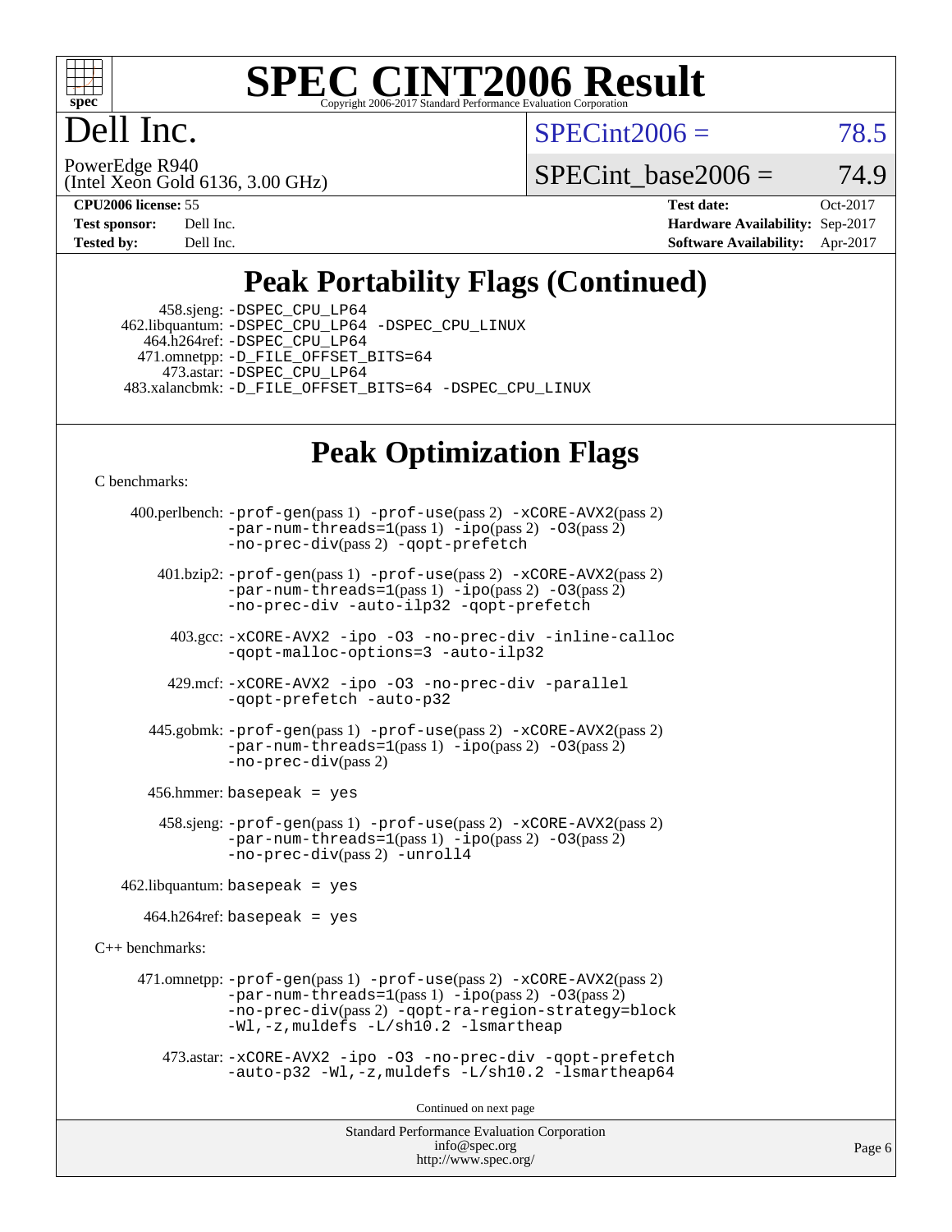# SPEC CINT2006 Result

Copyright 2006-2017 Standard Performance Evaluation Corporation

## Dell Inc.

PowerEdge R940
(Intel Xeon Gold 6136, 3.00 GHz)

SPECint2006 = 78.5

SPECint_base2006 = 74.9

| | | | |
|---|---|---|---|
| **CPU2006 license:** 55 | | **Test date:** | Oct-2017 |
| **Test sponsor:** | Dell Inc. | **Hardware Availability:** | Sep-2017 |
| **Tested by:** | Dell Inc. | **Software Availability:** | Apr-2017 |

## Peak Portability Flags (Continued)

458.sjeng: -DSPEC_CPU_LP64
462.libquantum: -DSPEC_CPU_LP64 -DSPEC_CPU_LINUX
464.h264ref: -DSPEC_CPU_LP64
471.omnetpp: -D_FILE_OFFSET_BITS=64
473.astar: -DSPEC_CPU_LP64
483.xalancbmk: -D_FILE_OFFSET_BITS=64 -DSPEC_CPU_LINUX

## Peak Optimization Flags

C benchmarks:

400.perlbench: -prof-gen(pass 1) -prof-use(pass 2) -xCORE-AVX2(pass 2) -par-num-threads=1(pass 1) -ipo(pass 2) -O3(pass 2) -no-prec-div(pass 2) -qopt-prefetch

401.bzip2: -prof-gen(pass 1) -prof-use(pass 2) -xCORE-AVX2(pass 2) -par-num-threads=1(pass 1) -ipo(pass 2) -O3(pass 2) -no-prec-div -auto-ilp32 -qopt-prefetch

403.gcc: -xCORE-AVX2 -ipo -O3 -no-prec-div -inline-calloc -qopt-malloc-options=3 -auto-ilp32

429.mcf: -xCORE-AVX2 -ipo -O3 -no-prec-div -parallel -qopt-prefetch -auto-p32

445.gobmk: -prof-gen(pass 1) -prof-use(pass 2) -xCORE-AVX2(pass 2) -par-num-threads=1(pass 1) -ipo(pass 2) -O3(pass 2) -no-prec-div(pass 2)

456.hmmer: basepeak = yes

458.sjeng: -prof-gen(pass 1) -prof-use(pass 2) -xCORE-AVX2(pass 2) -par-num-threads=1(pass 1) -ipo(pass 2) -O3(pass 2) -no-prec-div(pass 2) -unroll4

462.libquantum: basepeak = yes

464.h264ref: basepeak = yes

C++ benchmarks:

471.omnetpp: -prof-gen(pass 1) -prof-use(pass 2) -xCORE-AVX2(pass 2) -par-num-threads=1(pass 1) -ipo(pass 2) -O3(pass 2) -no-prec-div(pass 2) -qopt-ra-region-strategy=block -Wl,-z,muldefs -L/sh10.2 -lsmartheap

473.astar: -xCORE-AVX2 -ipo -O3 -no-prec-div -qopt-prefetch -auto-p32 -Wl,-z,muldefs -L/sh10.2 -lsmartheap64

Continued on next page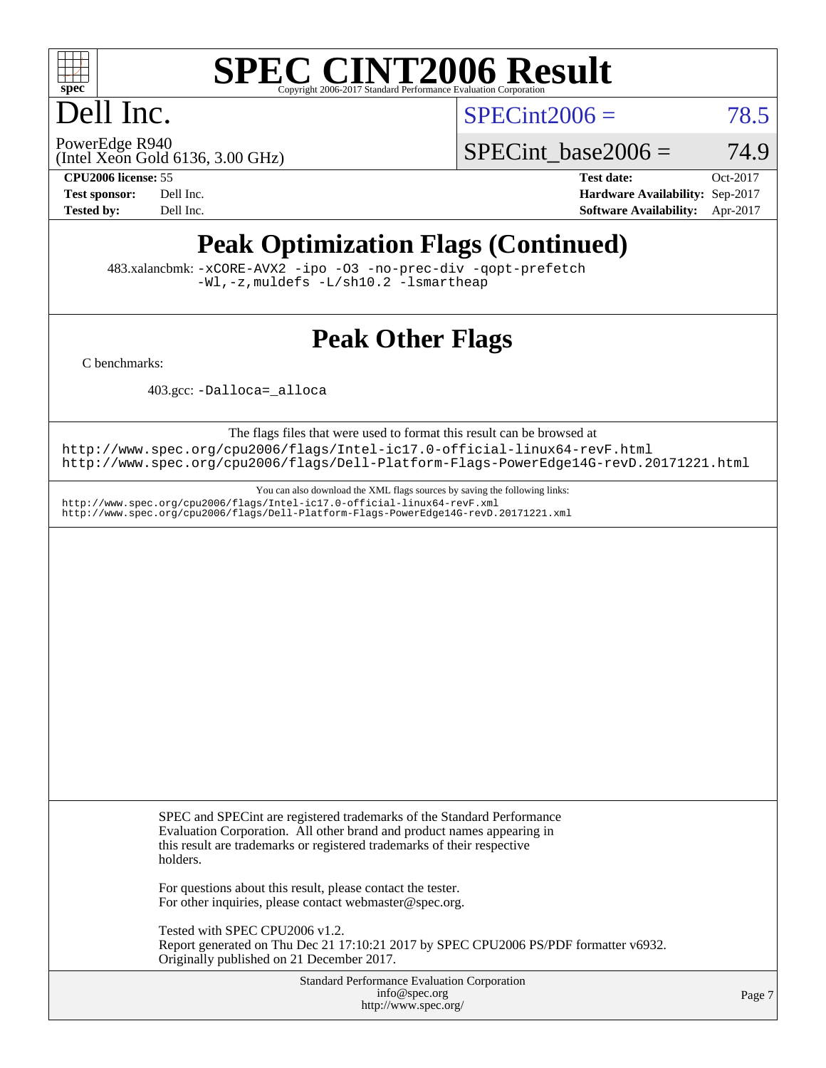# SPEC CINT2006 Result

Copyright 2006-2017 Standard Performance Evaluation Corporation

## Dell Inc.

PowerEdge R940
(Intel Xeon Gold 6136, 3.00 GHz)

SPECint2006 = 78.5

SPECint_base2006 = 74.9

**CPU2006 license:** 55
**Test sponsor:** Dell Inc.
**Tested by:** Dell Inc.

**Test date:** Oct-2017
**Hardware Availability:** Sep-2017
**Software Availability:** Apr-2017

## Peak Optimization Flags (Continued)

483.xalancbmk: `-xCORE-AVX2 -ipo -O3 -no-prec-div -qopt-prefetch -Wl,-z,muldefs -L/sh10.2 -lsmartheap`

## Peak Other Flags

C benchmarks:

403.gcc: `-Dalloca=_alloca`

The flags files that were used to format this result can be browsed at
http://www.spec.org/cpu2006/flags/Intel-ic17.0-official-linux64-revF.html
http://www.spec.org/cpu2006/flags/Dell-Platform-Flags-PowerEdge14G-revD.20171221.html

You can also download the XML flags sources by saving the following links:
http://www.spec.org/cpu2006/flags/Intel-ic17.0-official-linux64-revF.xml
http://www.spec.org/cpu2006/flags/Dell-Platform-Flags-PowerEdge14G-revD.20171221.xml

SPEC and SPECint are registered trademarks of the Standard Performance Evaluation Corporation. All other brand and product names appearing in this result are trademarks or registered trademarks of their respective holders.

For questions about this result, please contact the tester.
For other inquiries, please contact webmaster@spec.org.

Tested with SPEC CPU2006 v1.2.
Report generated on Thu Dec 21 17:10:21 2017 by SPEC CPU2006 PS/PDF formatter v6932.
Originally published on 21 December 2017.

Standard Performance Evaluation Corporation
info@spec.org
http://www.spec.org/